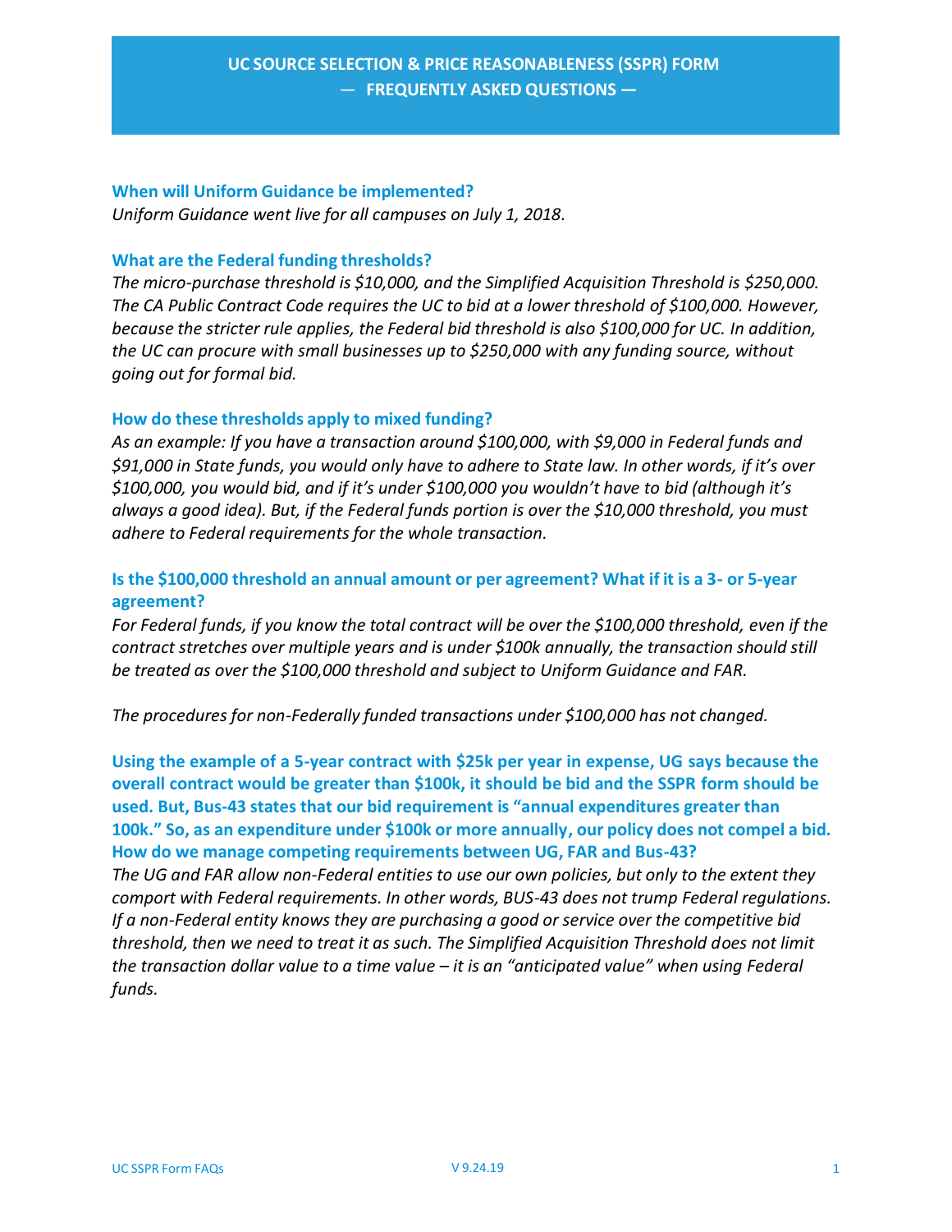# UC SOURCE SELECTION & PRICE REASONABLENESS (SSPR) FORM
## — FREQUENTLY ASKED QUESTIONS —

### When will Uniform Guidance be implemented?

*Uniform Guidance went live for all campuses on July 1, 2018.*

### What are the Federal funding thresholds?

*The micro-purchase threshold is $10,000, and the Simplified Acquisition Threshold is $250,000. The CA Public Contract Code requires the UC to bid at a lower threshold of $100,000. However, because the stricter rule applies, the Federal bid threshold is also $100,000 for UC. In addition, the UC can procure with small businesses up to $250,000 with any funding source, without going out for formal bid.*

### How do these thresholds apply to mixed funding?

*As an example: If you have a transaction around $100,000, with $9,000 in Federal funds and $91,000 in State funds, you would only have to adhere to State law. In other words, if it's over $100,000, you would bid, and if it's under $100,000 you wouldn't have to bid (although it's always a good idea). But, if the Federal funds portion is over the $10,000 threshold, you must adhere to Federal requirements for the whole transaction.*

### Is the $100,000 threshold an annual amount or per agreement? What if it is a 3- or 5-year agreement?

*For Federal funds, if you know the total contract will be over the $100,000 threshold, even if the contract stretches over multiple years and is under $100k annually, the transaction should still be treated as over the $100,000 threshold and subject to Uniform Guidance and FAR.*

*The procedures for non-Federally funded transactions under $100,000 has not changed.*

### Using the example of a 5-year contract with $25k per year in expense, UG says because the overall contract would be greater than $100k, it should be bid and the SSPR form should be used. But, Bus-43 states that our bid requirement is "annual expenditures greater than 100k." So, as an expenditure under $100k or more annually, our policy does not compel a bid. How do we manage competing requirements between UG, FAR and Bus-43?

*The UG and FAR allow non-Federal entities to use our own policies, but only to the extent they comport with Federal requirements. In other words, BUS-43 does not trump Federal regulations. If a non-Federal entity knows they are purchasing a good or service over the competitive bid threshold, then we need to treat it as such. The Simplified Acquisition Threshold does not limit the transaction dollar value to a time value – it is an "anticipated value" when using Federal funds.*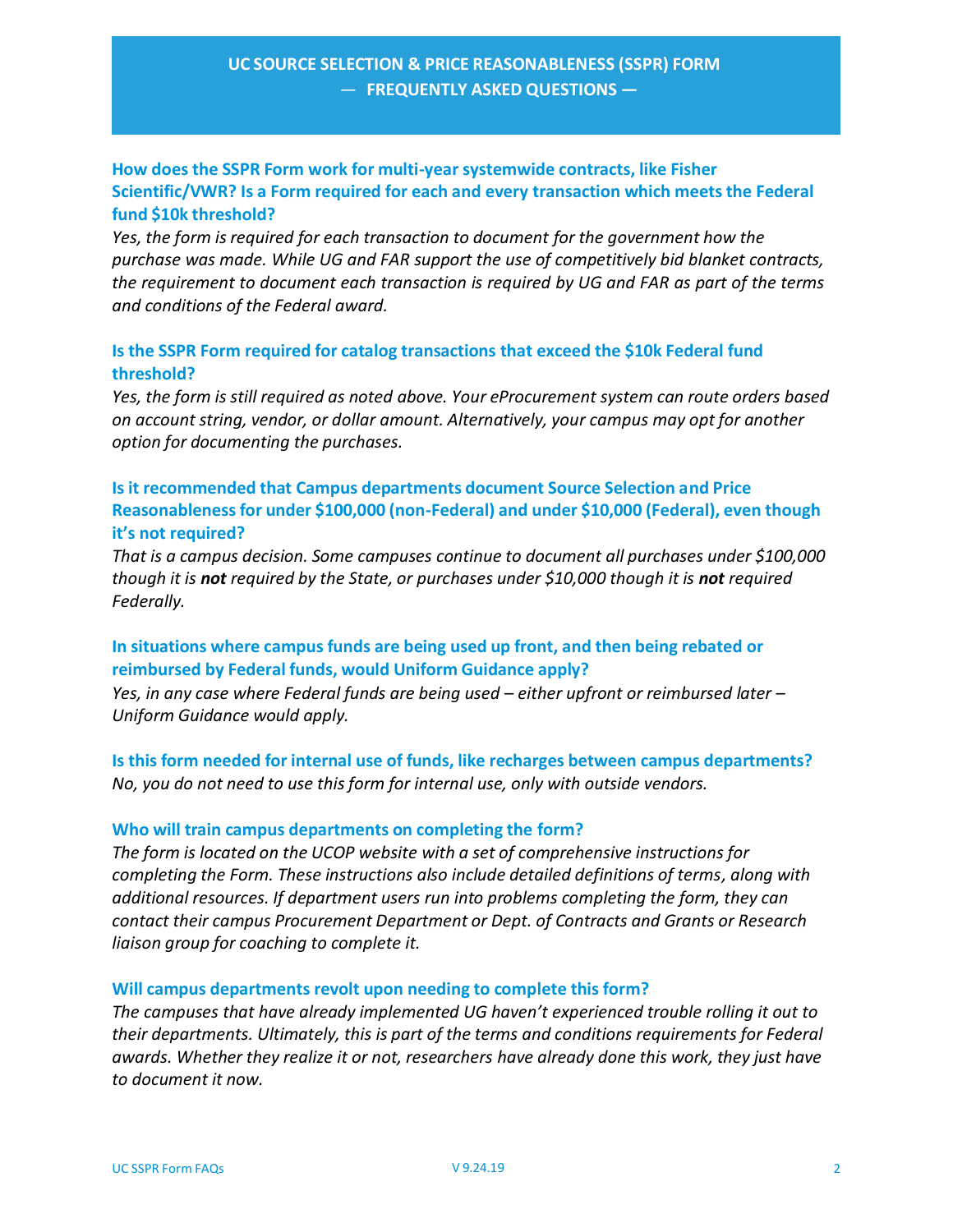# UC SOURCE SELECTION & PRICE REASONABLENESS (SSPR) FORM — FREQUENTLY ASKED QUESTIONS —

### How does the SSPR Form work for multi-year systemwide contracts, like Fisher Scientific/VWR? Is a Form required for each and every transaction which meets the Federal fund $10k threshold?

*Yes, the form is required for each transaction to document for the government how the purchase was made. While UG and FAR support the use of competitively bid blanket contracts, the requirement to document each transaction is required by UG and FAR as part of the terms and conditions of the Federal award.*

### Is the SSPR Form required for catalog transactions that exceed the $10k Federal fund threshold?

*Yes, the form is still required as noted above. Your eProcurement system can route orders based on account string, vendor, or dollar amount. Alternatively, your campus may opt for another option for documenting the purchases.*

### Is it recommended that Campus departments document Source Selection and Price Reasonableness for under $100,000 (non-Federal) and under $10,000 (Federal), even though it's not required?

*That is a campus decision. Some campuses continue to document all purchases under $100,000 though it is **not** required by the State, or purchases under $10,000 though it is **not** required Federally.*

### In situations where campus funds are being used up front, and then being rebated or reimbursed by Federal funds, would Uniform Guidance apply?

*Yes, in any case where Federal funds are being used – either upfront or reimbursed later – Uniform Guidance would apply.*

### Is this form needed for internal use of funds, like recharges between campus departments?

*No, you do not need to use this form for internal use, only with outside vendors.*

### Who will train campus departments on completing the form?

*The form is located on the UCOP website with a set of comprehensive instructions for completing the Form. These instructions also include detailed definitions of terms, along with additional resources. If department users run into problems completing the form, they can contact their campus Procurement Department or Dept. of Contracts and Grants or Research liaison group for coaching to complete it.*

### Will campus departments revolt upon needing to complete this form?

*The campuses that have already implemented UG haven't experienced trouble rolling it out to their departments. Ultimately, this is part of the terms and conditions requirements for Federal awards. Whether they realize it or not, researchers have already done this work, they just have to document it now.*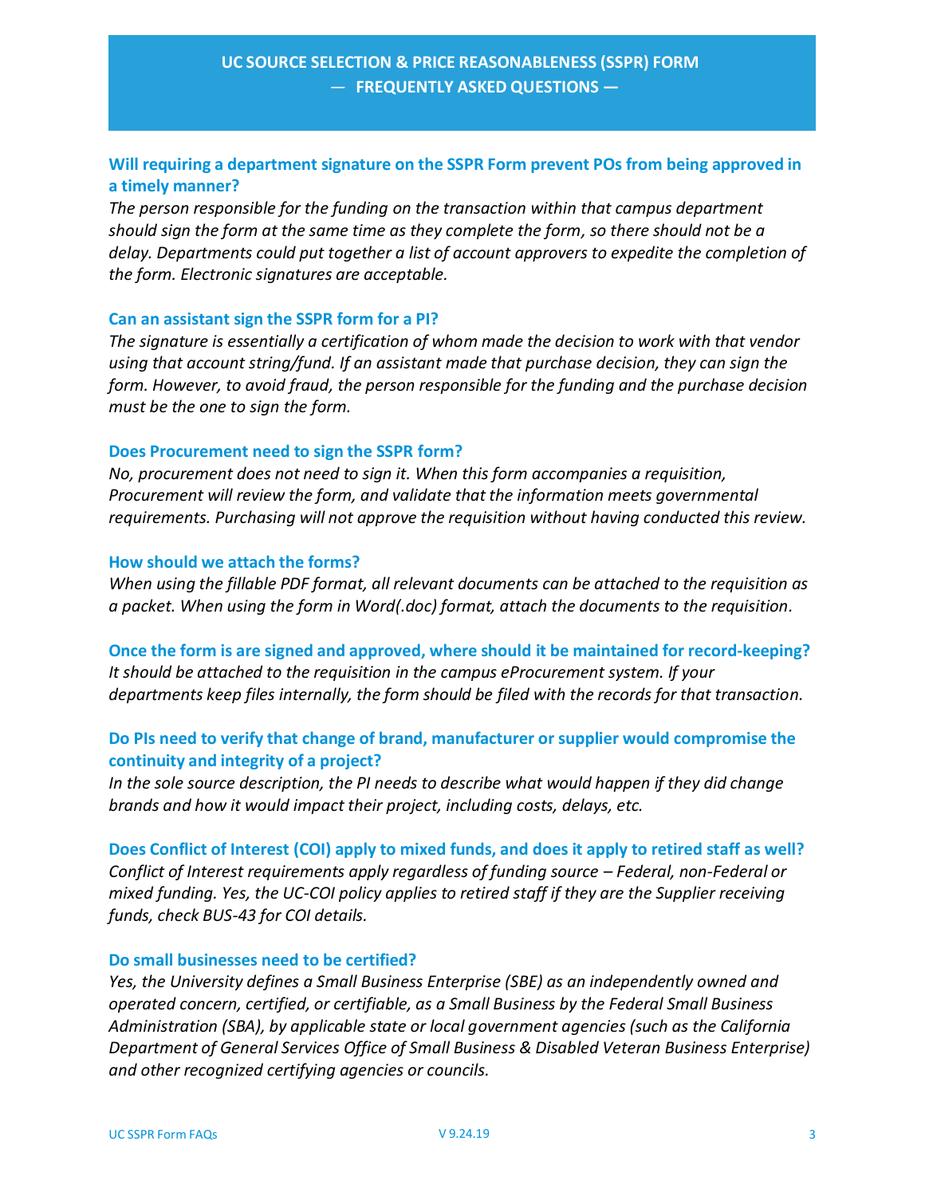# UC SOURCE SELECTION & PRICE REASONABLENESS (SSPR) FORM
## — FREQUENTLY ASKED QUESTIONS —

### Will requiring a department signature on the SSPR Form prevent POs from being approved in a timely manner?

*The person responsible for the funding on the transaction within that campus department should sign the form at the same time as they complete the form, so there should not be a delay. Departments could put together a list of account approvers to expedite the completion of the form. Electronic signatures are acceptable.*

### Can an assistant sign the SSPR form for a PI?

*The signature is essentially a certification of whom made the decision to work with that vendor using that account string/fund. If an assistant made that purchase decision, they can sign the form. However, to avoid fraud, the person responsible for the funding and the purchase decision must be the one to sign the form.*

### Does Procurement need to sign the SSPR form?

*No, procurement does not need to sign it. When this form accompanies a requisition, Procurement will review the form, and validate that the information meets governmental requirements. Purchasing will not approve the requisition without having conducted this review.*

### How should we attach the forms?

*When using the fillable PDF format, all relevant documents can be attached to the requisition as a packet. When using the form in Word(.doc) format, attach the documents to the requisition.*

### Once the form is are signed and approved, where should it be maintained for record-keeping?

*It should be attached to the requisition in the campus eProcurement system. If your departments keep files internally, the form should be filed with the records for that transaction.*

### Do PIs need to verify that change of brand, manufacturer or supplier would compromise the continuity and integrity of a project?

*In the sole source description, the PI needs to describe what would happen if they did change brands and how it would impact their project, including costs, delays, etc.*

### Does Conflict of Interest (COI) apply to mixed funds, and does it apply to retired staff as well?

*Conflict of Interest requirements apply regardless of funding source – Federal, non-Federal or mixed funding. Yes, the UC-COI policy applies to retired staff if they are the Supplier receiving funds, check BUS-43 for COI details.*

### Do small businesses need to be certified?

*Yes, the University defines a Small Business Enterprise (SBE) as an independently owned and operated concern, certified, or certifiable, as a Small Business by the Federal Small Business Administration (SBA), by applicable state or local government agencies (such as the California Department of General Services Office of Small Business & Disabled Veteran Business Enterprise) and other recognized certifying agencies or councils.*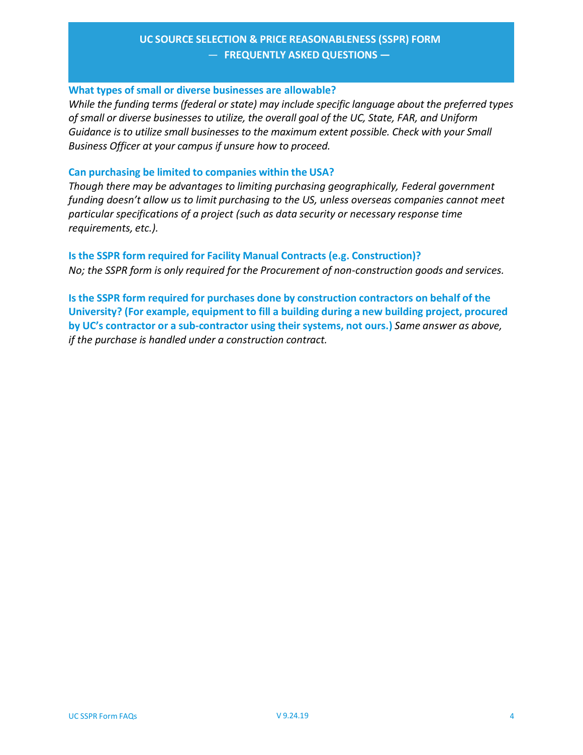**What types of small or diverse businesses are allowable?**

*While the funding terms (federal or state) may include specific language about the preferred types of small or diverse businesses to utilize, the overall goal of the UC, State, FAR, and Uniform Guidance is to utilize small businesses to the maximum extent possible. Check with your Small Business Officer at your campus if unsure how to proceed.*

**Can purchasing be limited to companies within the USA?**

*Though there may be advantages to limiting purchasing geographically, Federal government funding doesn't allow us to limit purchasing to the US, unless overseas companies cannot meet particular specifications of a project (such as data security or necessary response time requirements, etc.).*

**Is the SSPR form required for Facility Manual Contracts (e.g. Construction)?**

*No; the SSPR form is only required for the Procurement of non-construction goods and services.*

**Is the SSPR form required for purchases done by construction contractors on behalf of the University? (For example, equipment to fill a building during a new building project, procured by UC's contractor or a sub-contractor using their systems, not ours.)** *Same answer as above, if the purchase is handled under a construction contract.*